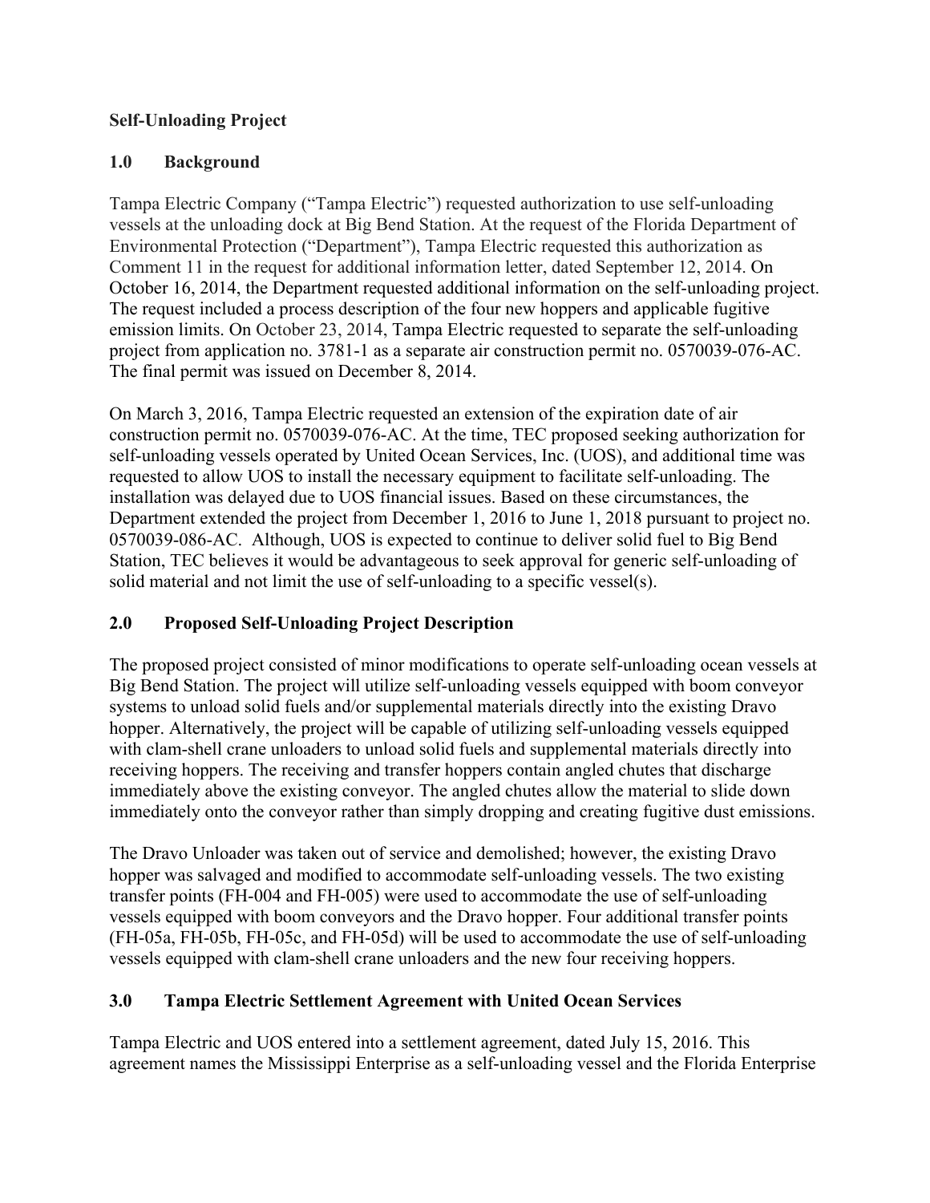**Self-Unloading Project**

## 1.0 Background

Tampa Electric Company ("Tampa Electric") requested authorization to use self-unloading vessels at the unloading dock at Big Bend Station. At the request of the Florida Department of Environmental Protection ("Department"), Tampa Electric requested this authorization as Comment 11 in the request for additional information letter, dated September 12, 2014. On October 16, 2014, the Department requested additional information on the self-unloading project. The request included a process description of the four new hoppers and applicable fugitive emission limits. On October 23, 2014, Tampa Electric requested to separate the self-unloading project from application no. 3781-1 as a separate air construction permit no. 0570039-076-AC. The final permit was issued on December 8, 2014.

On March 3, 2016, Tampa Electric requested an extension of the expiration date of air construction permit no. 0570039-076-AC. At the time, TEC proposed seeking authorization for self-unloading vessels operated by United Ocean Services, Inc. (UOS), and additional time was requested to allow UOS to install the necessary equipment to facilitate self-unloading. The installation was delayed due to UOS financial issues. Based on these circumstances, the Department extended the project from December 1, 2016 to June 1, 2018 pursuant to project no. 0570039-086-AC. Although, UOS is expected to continue to deliver solid fuel to Big Bend Station, TEC believes it would be advantageous to seek approval for generic self-unloading of solid material and not limit the use of self-unloading to a specific vessel(s).

## 2.0 Proposed Self-Unloading Project Description

The proposed project consisted of minor modifications to operate self-unloading ocean vessels at Big Bend Station. The project will utilize self-unloading vessels equipped with boom conveyor systems to unload solid fuels and/or supplemental materials directly into the existing Dravo hopper. Alternatively, the project will be capable of utilizing self-unloading vessels equipped with clam-shell crane unloaders to unload solid fuels and supplemental materials directly into receiving hoppers. The receiving and transfer hoppers contain angled chutes that discharge immediately above the existing conveyor. The angled chutes allow the material to slide down immediately onto the conveyor rather than simply dropping and creating fugitive dust emissions.

The Dravo Unloader was taken out of service and demolished; however, the existing Dravo hopper was salvaged and modified to accommodate self-unloading vessels. The two existing transfer points (FH-004 and FH-005) were used to accommodate the use of self-unloading vessels equipped with boom conveyors and the Dravo hopper. Four additional transfer points (FH-05a, FH-05b, FH-05c, and FH-05d) will be used to accommodate the use of self-unloading vessels equipped with clam-shell crane unloaders and the new four receiving hoppers.

## 3.0 Tampa Electric Settlement Agreement with United Ocean Services

Tampa Electric and UOS entered into a settlement agreement, dated July 15, 2016. This agreement names the Mississippi Enterprise as a self-unloading vessel and the Florida Enterprise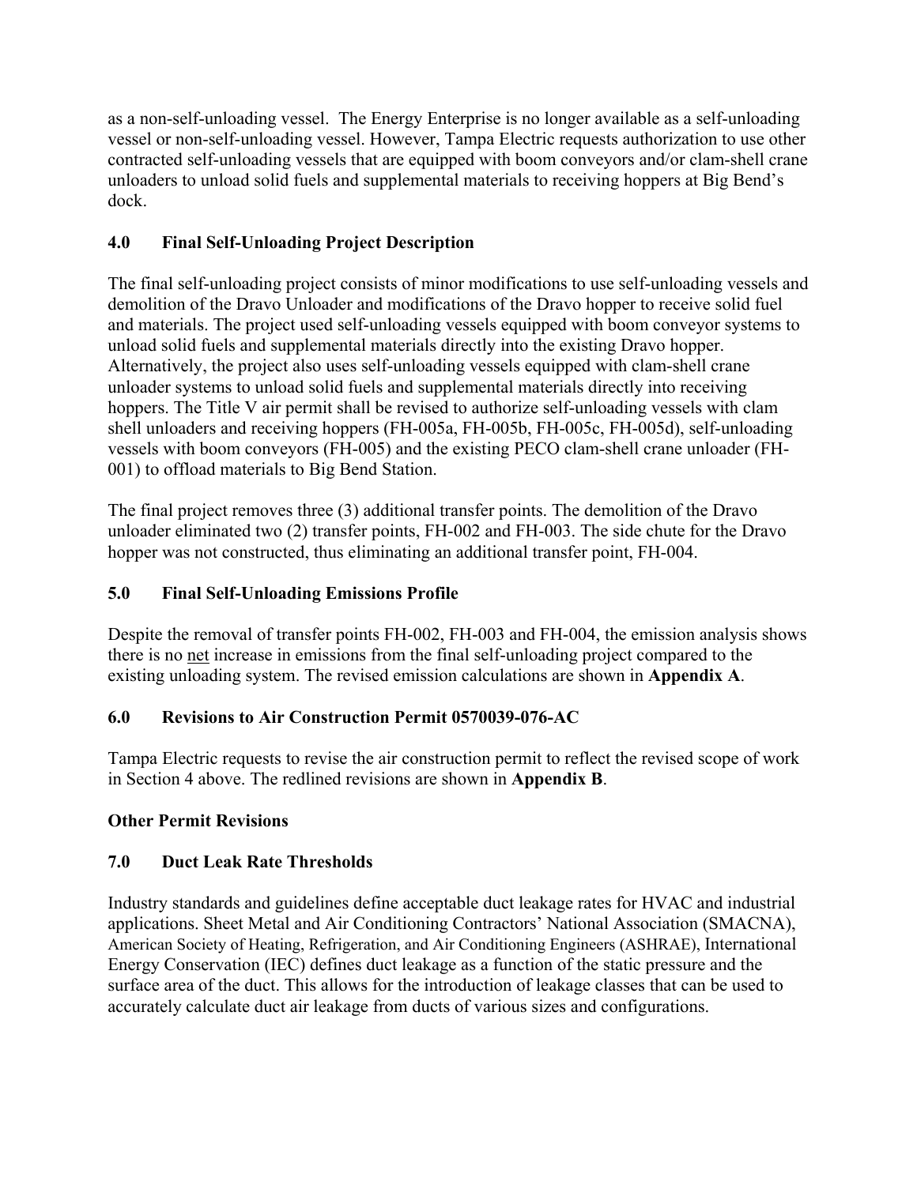as a non-self-unloading vessel. The Energy Enterprise is no longer available as a self-unloading vessel or non-self-unloading vessel. However, Tampa Electric requests authorization to use other contracted self-unloading vessels that are equipped with boom conveyors and/or clam-shell crane unloaders to unload solid fuels and supplemental materials to receiving hoppers at Big Bend's dock.

## 4.0 Final Self-Unloading Project Description

The final self-unloading project consists of minor modifications to use self-unloading vessels and demolition of the Dravo Unloader and modifications of the Dravo hopper to receive solid fuel and materials. The project used self-unloading vessels equipped with boom conveyor systems to unload solid fuels and supplemental materials directly into the existing Dravo hopper. Alternatively, the project also uses self-unloading vessels equipped with clam-shell crane unloader systems to unload solid fuels and supplemental materials directly into receiving hoppers. The Title V air permit shall be revised to authorize self-unloading vessels with clam shell unloaders and receiving hoppers (FH-005a, FH-005b, FH-005c, FH-005d), self-unloading vessels with boom conveyors (FH-005) and the existing PECO clam-shell crane unloader (FH-001) to offload materials to Big Bend Station.

The final project removes three (3) additional transfer points. The demolition of the Dravo unloader eliminated two (2) transfer points, FH-002 and FH-003. The side chute for the Dravo hopper was not constructed, thus eliminating an additional transfer point, FH-004.

## 5.0 Final Self-Unloading Emissions Profile

Despite the removal of transfer points FH-002, FH-003 and FH-004, the emission analysis shows there is no net increase in emissions from the final self-unloading project compared to the existing unloading system. The revised emission calculations are shown in **Appendix A**.

## 6.0 Revisions to Air Construction Permit 0570039-076-AC

Tampa Electric requests to revise the air construction permit to reflect the revised scope of work in Section 4 above. The redlined revisions are shown in **Appendix B**.

## Other Permit Revisions

## 7.0 Duct Leak Rate Thresholds

Industry standards and guidelines define acceptable duct leakage rates for HVAC and industrial applications. Sheet Metal and Air Conditioning Contractors' National Association (SMACNA), American Society of Heating, Refrigeration, and Air Conditioning Engineers (ASHRAE), International Energy Conservation (IEC) defines duct leakage as a function of the static pressure and the surface area of the duct. This allows for the introduction of leakage classes that can be used to accurately calculate duct air leakage from ducts of various sizes and configurations.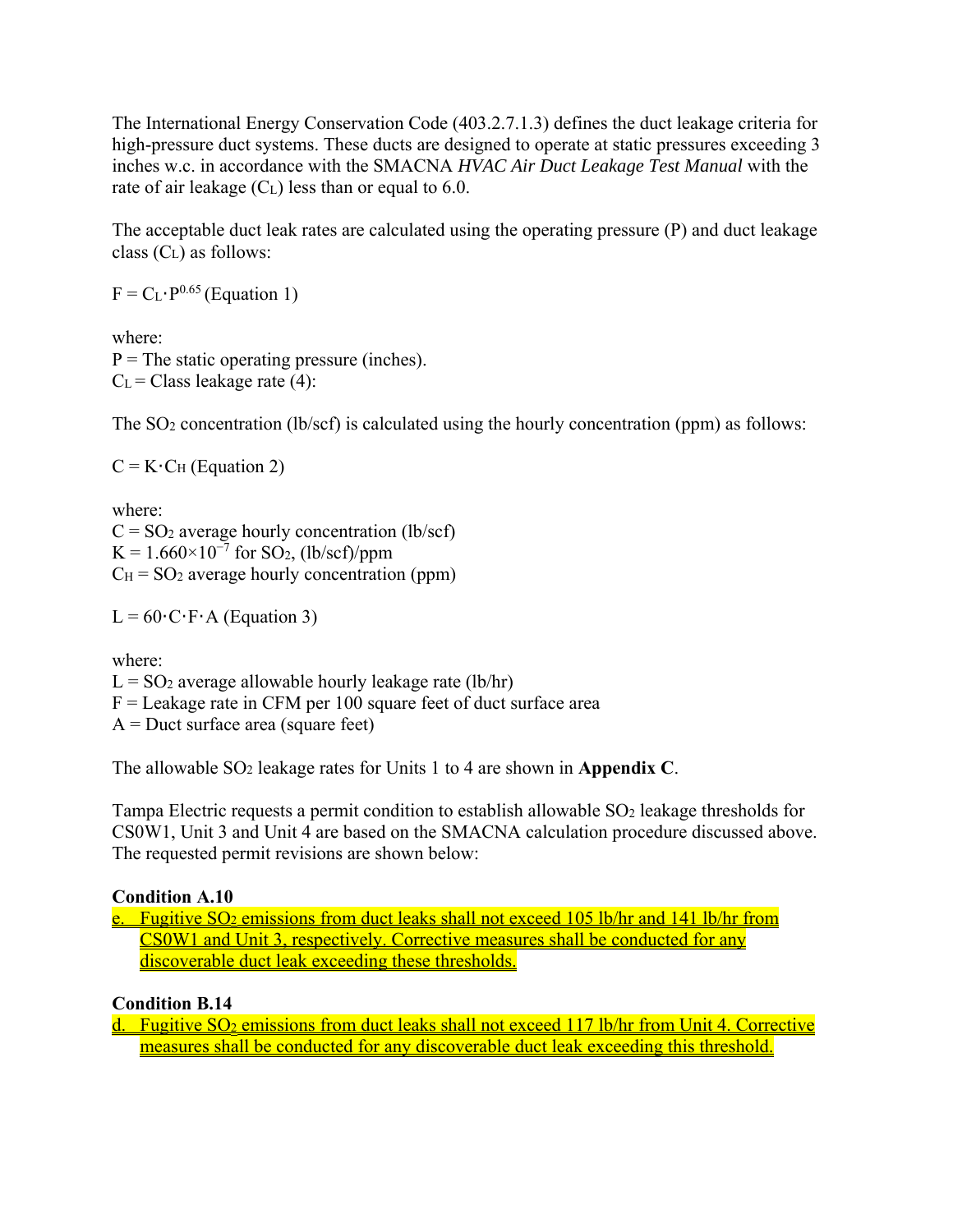The International Energy Conservation Code (403.2.7.1.3) defines the duct leakage criteria for high-pressure duct systems. These ducts are designed to operate at static pressures exceeding 3 inches w.c. in accordance with the SMACNA *HVAC Air Duct Leakage Test Manual* with the rate of air leakage ($C_L$) less than or equal to 6.0.

The acceptable duct leak rates are calculated using the operating pressure (P) and duct leakage class ($C_L$) as follows:

$F = C_L \cdot P^{0.65}$ (Equation 1)

where:
P = The static operating pressure (inches).
$C_L$ = Class leakage rate (4):

The $SO_2$ concentration (lb/scf) is calculated using the hourly concentration (ppm) as follows:

$C = K \cdot C_H$ (Equation 2)

where:
C = $SO_2$ average hourly concentration (lb/scf)
$K = 1.660 \times 10^{-7}$ for $SO_2$, (lb/scf)/ppm
$C_H$ = $SO_2$ average hourly concentration (ppm)

$L = 60 \cdot C \cdot F \cdot A$ (Equation 3)

where:
L = $SO_2$ average allowable hourly leakage rate (lb/hr)
F = Leakage rate in CFM per 100 square feet of duct surface area
A = Duct surface area (square feet)

The allowable $SO_2$ leakage rates for Units 1 to 4 are shown in **Appendix C**.

Tampa Electric requests a permit condition to establish allowable $SO_2$ leakage thresholds for CS0W1, Unit 3 and Unit 4 are based on the SMACNA calculation procedure discussed above. The requested permit revisions are shown below:

**Condition A.10**

e. Fugitive $SO_2$ emissions from duct leaks shall not exceed 105 lb/hr and 141 lb/hr from CS0W1 and Unit 3, respectively. Corrective measures shall be conducted for any discoverable duct leak exceeding these thresholds.

**Condition B.14**

d. Fugitive $SO_2$ emissions from duct leaks shall not exceed 117 lb/hr from Unit 4. Corrective measures shall be conducted for any discoverable duct leak exceeding this threshold.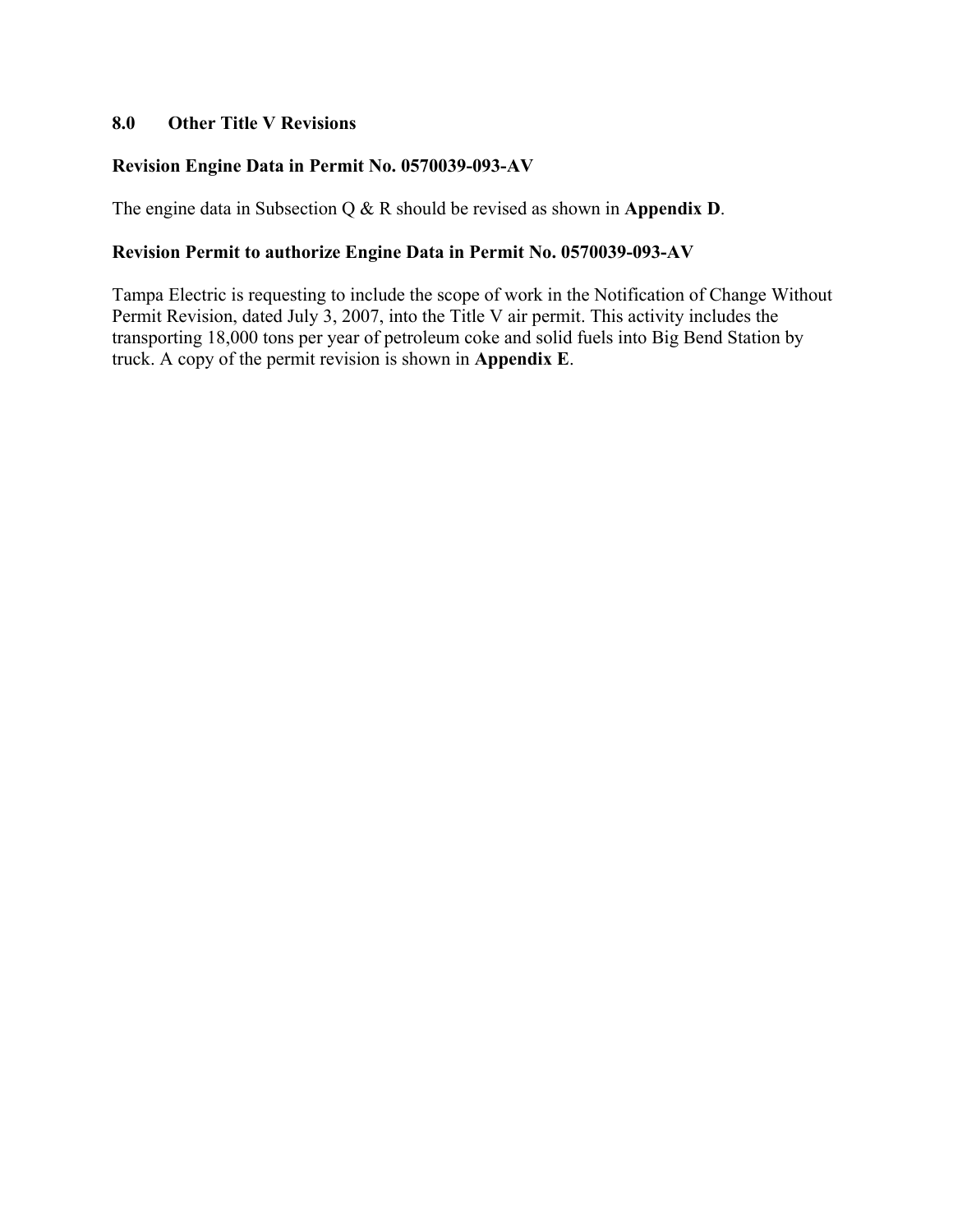## 8.0 Other Title V Revisions

### Revision Engine Data in Permit No. 0570039-093-AV

The engine data in Subsection Q & R should be revised as shown in **Appendix D**.

### Revision Permit to authorize Engine Data in Permit No. 0570039-093-AV

Tampa Electric is requesting to include the scope of work in the Notification of Change Without Permit Revision, dated July 3, 2007, into the Title V air permit. This activity includes the transporting 18,000 tons per year of petroleum coke and solid fuels into Big Bend Station by truck. A copy of the permit revision is shown in **Appendix E**.